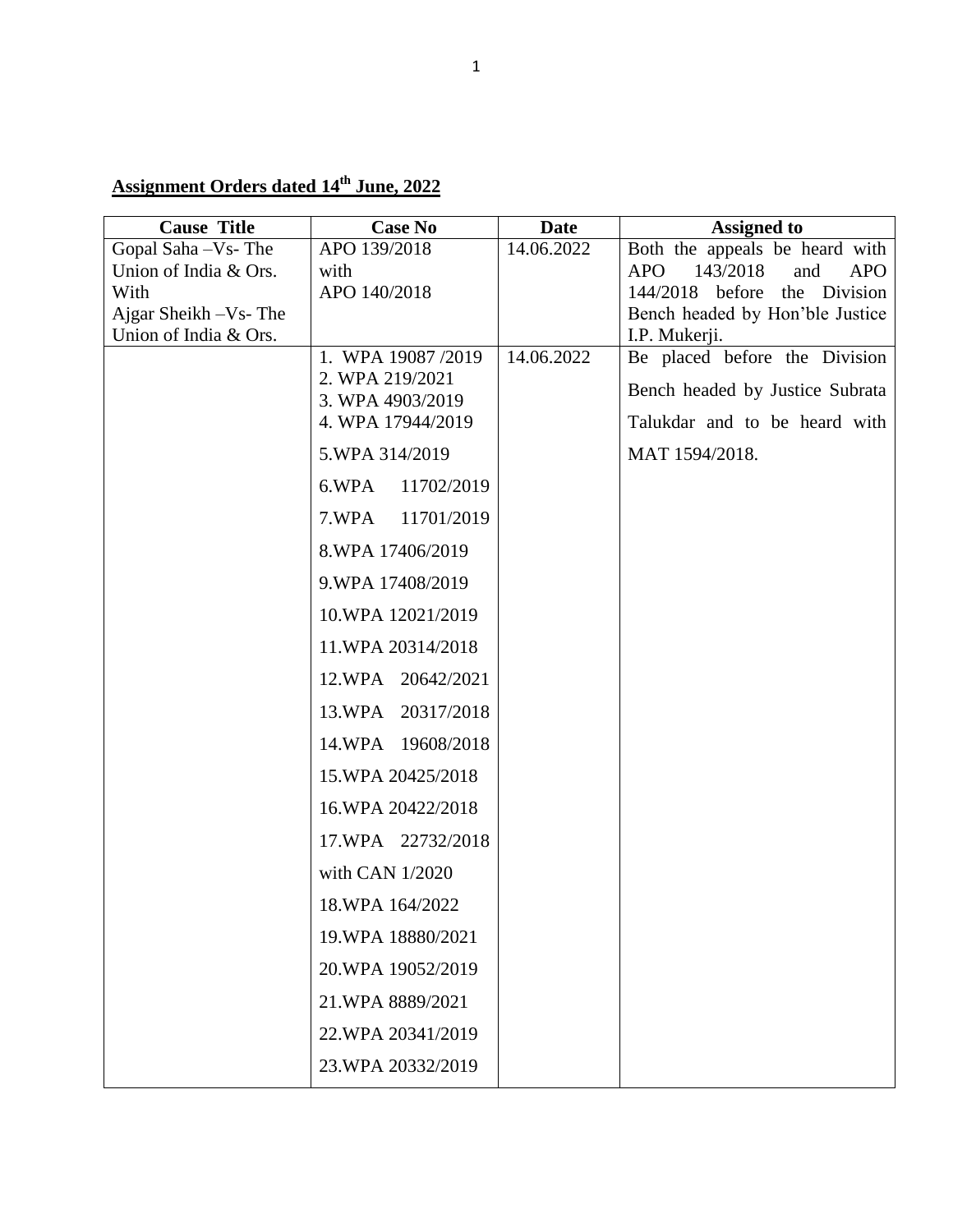**Assignment Orders dated 14th June, 2022**

| Cause Title | Case No | Date | Assigned to |
|---|---|---|---|
| Gopal Saha –Vs- The Union of India & Ors. With Ajgar Sheikh –Vs- The Union of India & Ors. | APO 139/2018 with APO 140/2018 | 14.06.2022 | Both the appeals be heard with APO 143/2018 and APO 144/2018 before the Division Bench headed by Hon'ble Justice I.P. Mukerji. |
| | 1. WPA 19087 /2019<br>2. WPA 219/2021<br>3. WPA 4903/2019<br>4. WPA 17944/2019<br>5.WPA 314/2019<br>6.WPA 11702/2019<br>7.WPA 11701/2019<br>8.WPA 17406/2019<br>9.WPA 17408/2019<br>10.WPA 12021/2019<br>11.WPA 20314/2018<br>12.WPA 20642/2021<br>13.WPA 20317/2018<br>14.WPA 19608/2018<br>15.WPA 20425/2018<br>16.WPA 20422/2018<br>17.WPA 22732/2018 with CAN 1/2020<br>18.WPA 164/2022<br>19.WPA 18880/2021<br>20.WPA 19052/2019<br>21.WPA 8889/2021<br>22.WPA 20341/2019<br>23.WPA 20332/2019 | 14.06.2022 | Be placed before the Division Bench headed by Justice Subrata Talukdar and to be heard with MAT 1594/2018. |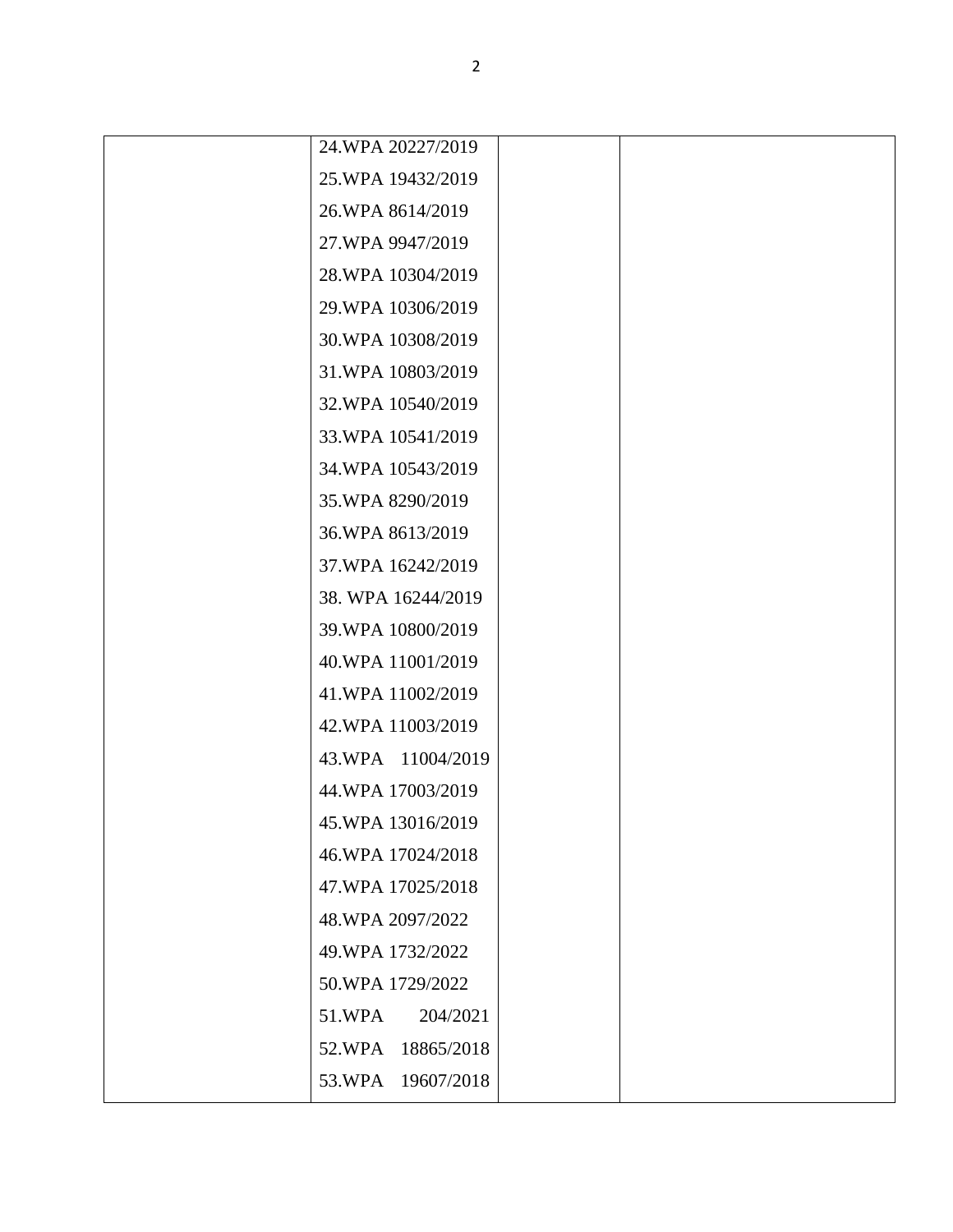| | | | |
|---|---|---|---|
| | 24.WPA 20227/2019<br>25.WPA 19432/2019<br>26.WPA 8614/2019<br>27.WPA 9947/2019<br>28.WPA 10304/2019<br>29.WPA 10306/2019<br>30.WPA 10308/2019<br>31.WPA 10803/2019<br>32.WPA 10540/2019<br>33.WPA 10541/2019<br>34.WPA 10543/2019<br>35.WPA 8290/2019<br>36.WPA 8613/2019<br>37.WPA 16242/2019<br>38. WPA 16244/2019<br>39.WPA 10800/2019<br>40.WPA 11001/2019<br>41.WPA 11002/2019<br>42.WPA 11003/2019<br>43.WPA 11004/2019<br>44.WPA 17003/2019<br>45.WPA 13016/2019<br>46.WPA 17024/2018<br>47.WPA 17025/2018<br>48.WPA 2097/2022<br>49.WPA 1732/2022<br>50.WPA 1729/2022<br>51.WPA 204/2021<br>52.WPA 18865/2018<br>53.WPA 19607/2018 | | |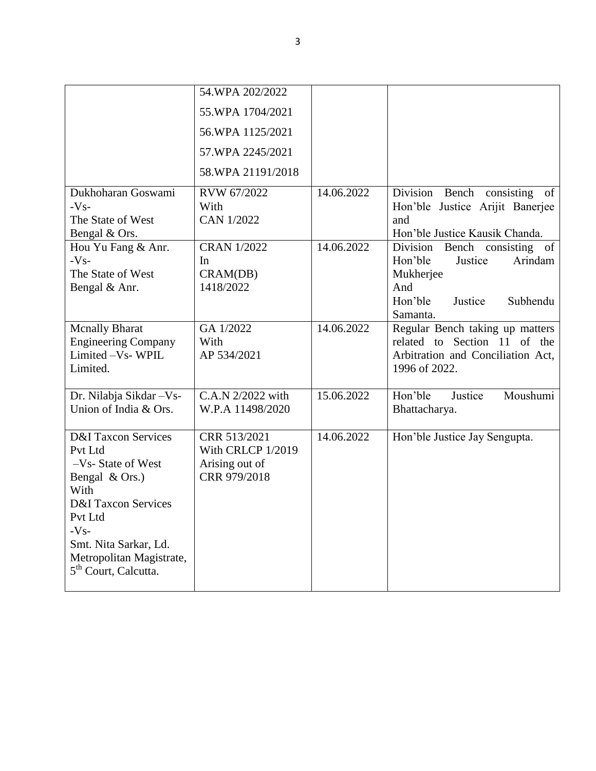| | | | |
|---|---|---|---|
| | 54.WPA 202/2022<br>55.WPA 1704/2021<br>56.WPA 1125/2021<br>57.WPA 2245/2021<br>58.WPA 21191/2018 | | |
| Dukhoharan Goswami -Vs- The State of West Bengal & Ors. | RVW 67/2022 With CAN 1/2022 | 14.06.2022 | Division Bench consisting of Hon'ble Justice Arijit Banerjee and Hon'ble Justice Kausik Chanda. |
| Hou Yu Fang & Anr. -Vs- The State of West Bengal & Anr. | CRAN 1/2022 In CRAM(DB) 1418/2022 | 14.06.2022 | Division Bench consisting of Hon'ble Justice Arindam Mukherjee And Hon'ble Justice Subhendu Samanta. |
| Mcnally Bharat Engineering Company Limited –Vs- WPIL Limited. | GA 1/2022 With AP 534/2021 | 14.06.2022 | Regular Bench taking up matters related to Section 11 of the Arbitration and Conciliation Act, 1996 of 2022. |
| Dr. Nilabja Sikdar –Vs- Union of India & Ors. | C.A.N 2/2022 with W.P.A 11498/2020 | 15.06.2022 | Hon'ble Justice Moushumi Bhattacharya. |
| D&I Taxcon Services Pvt Ltd –Vs- State of West Bengal & Ors.) With D&I Taxcon Services Pvt Ltd -Vs- Smt. Nita Sarkar, Ld. Metropolitan Magistrate, 5th Court, Calcutta. | CRR 513/2021 With CRLCP 1/2019 Arising out of CRR 979/2018 | 14.06.2022 | Hon'ble Justice Jay Sengupta. |